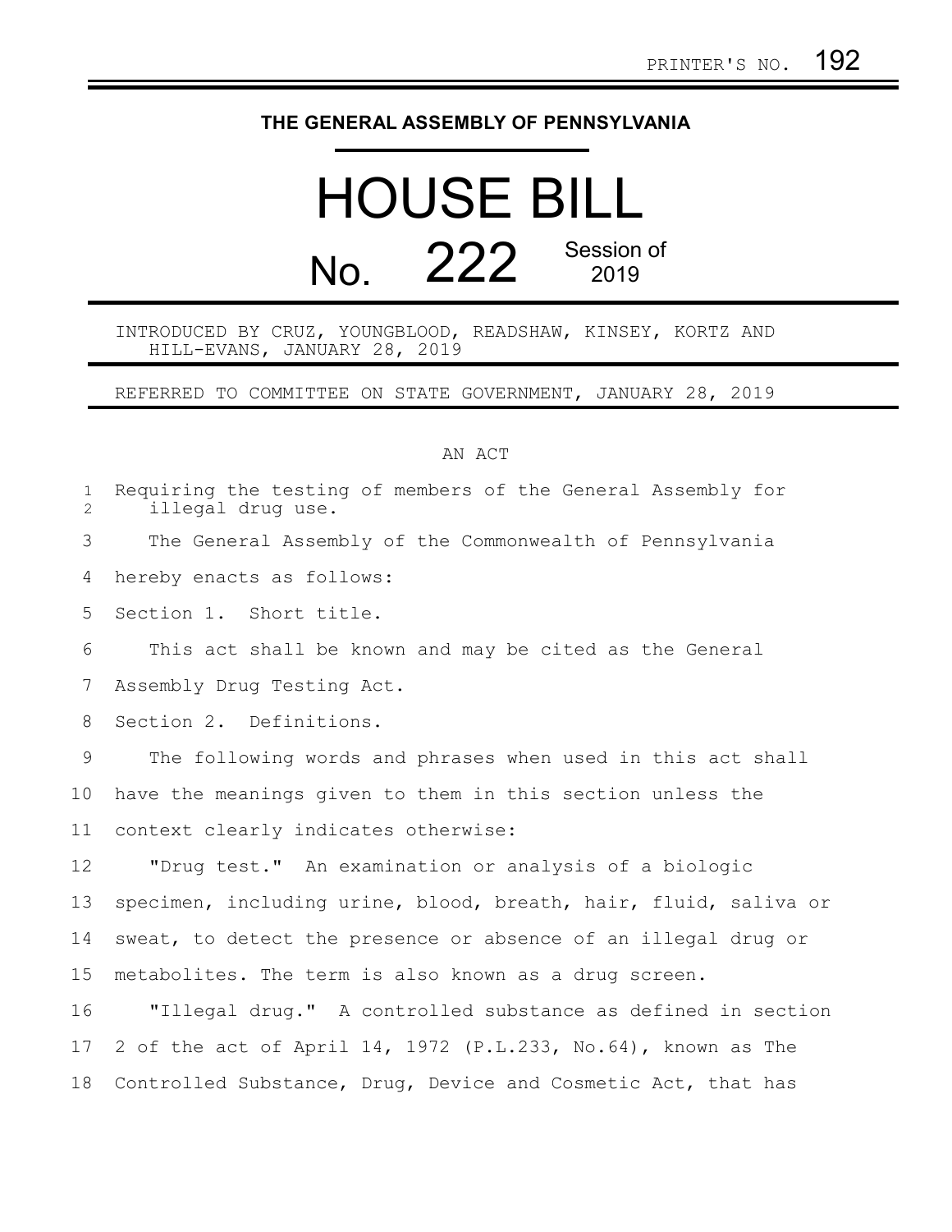PRINTER'S NO. 192

**THE GENERAL ASSEMBLY OF PENNSYLVANIA**

# HOUSE BILL

## No. 222 Session of 2019

INTRODUCED BY CRUZ, YOUNGBLOOD, READSHAW, KINSEY, KORTZ AND HILL-EVANS, JANUARY 28, 2019

REFERRED TO COMMITTEE ON STATE GOVERNMENT, JANUARY 28, 2019

AN ACT

Requiring the testing of members of the General Assembly for illegal drug use.

The General Assembly of the Commonwealth of Pennsylvania hereby enacts as follows:

Section 1. Short title.

This act shall be known and may be cited as the General Assembly Drug Testing Act.

Section 2. Definitions.

The following words and phrases when used in this act shall have the meanings given to them in this section unless the context clearly indicates otherwise:

"Drug test." An examination or analysis of a biologic specimen, including urine, blood, breath, hair, fluid, saliva or sweat, to detect the presence or absence of an illegal drug or metabolites. The term is also known as a drug screen.

"Illegal drug." A controlled substance as defined in section 2 of the act of April 14, 1972 (P.L.233, No.64), known as The Controlled Substance, Drug, Device and Cosmetic Act, that has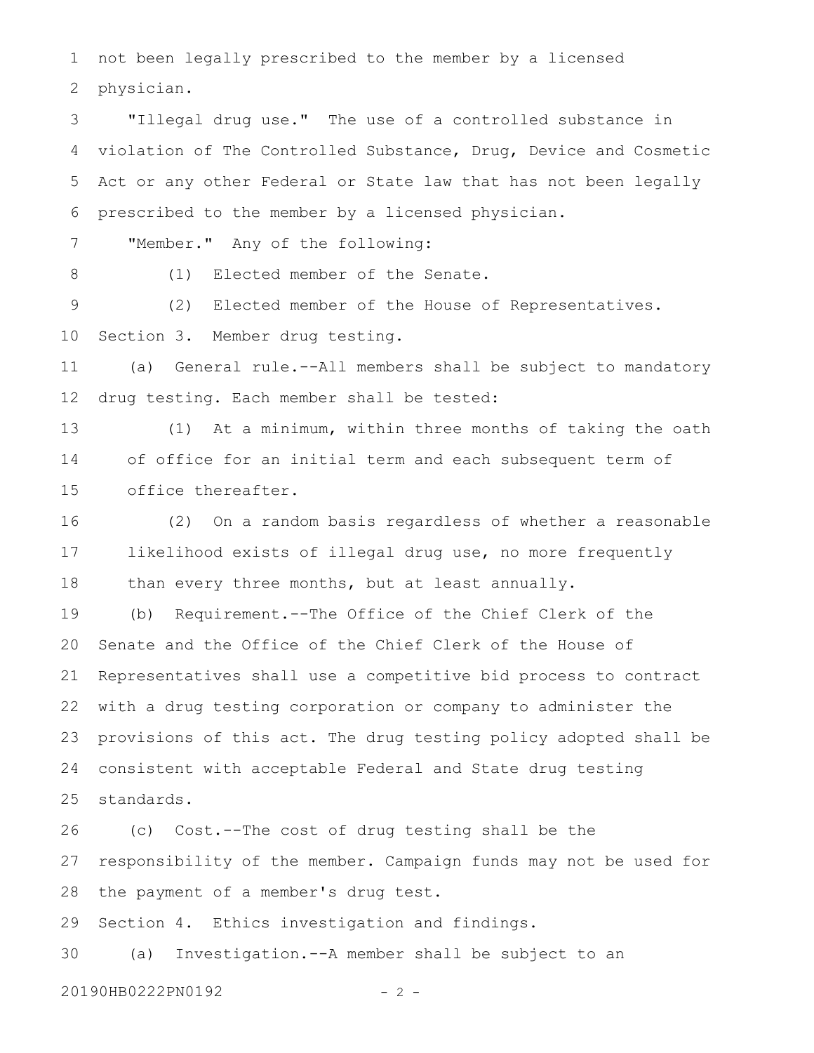not been legally prescribed to the member by a licensed physician.

"Illegal drug use." The use of a controlled substance in violation of The Controlled Substance, Drug, Device and Cosmetic Act or any other Federal or State law that has not been legally prescribed to the member by a licensed physician.

"Member." Any of the following:

(1) Elected member of the Senate.

(2) Elected member of the House of Representatives.

Section 3. Member drug testing.

(a) General rule.--All members shall be subject to mandatory drug testing. Each member shall be tested:

(1) At a minimum, within three months of taking the oath of office for an initial term and each subsequent term of office thereafter.

(2) On a random basis regardless of whether a reasonable likelihood exists of illegal drug use, no more frequently than every three months, but at least annually.

(b) Requirement.--The Office of the Chief Clerk of the Senate and the Office of the Chief Clerk of the House of Representatives shall use a competitive bid process to contract with a drug testing corporation or company to administer the provisions of this act. The drug testing policy adopted shall be consistent with acceptable Federal and State drug testing standards.

(c) Cost.--The cost of drug testing shall be the responsibility of the member. Campaign funds may not be used for the payment of a member's drug test.

Section 4. Ethics investigation and findings.

(a) Investigation.--A member shall be subject to an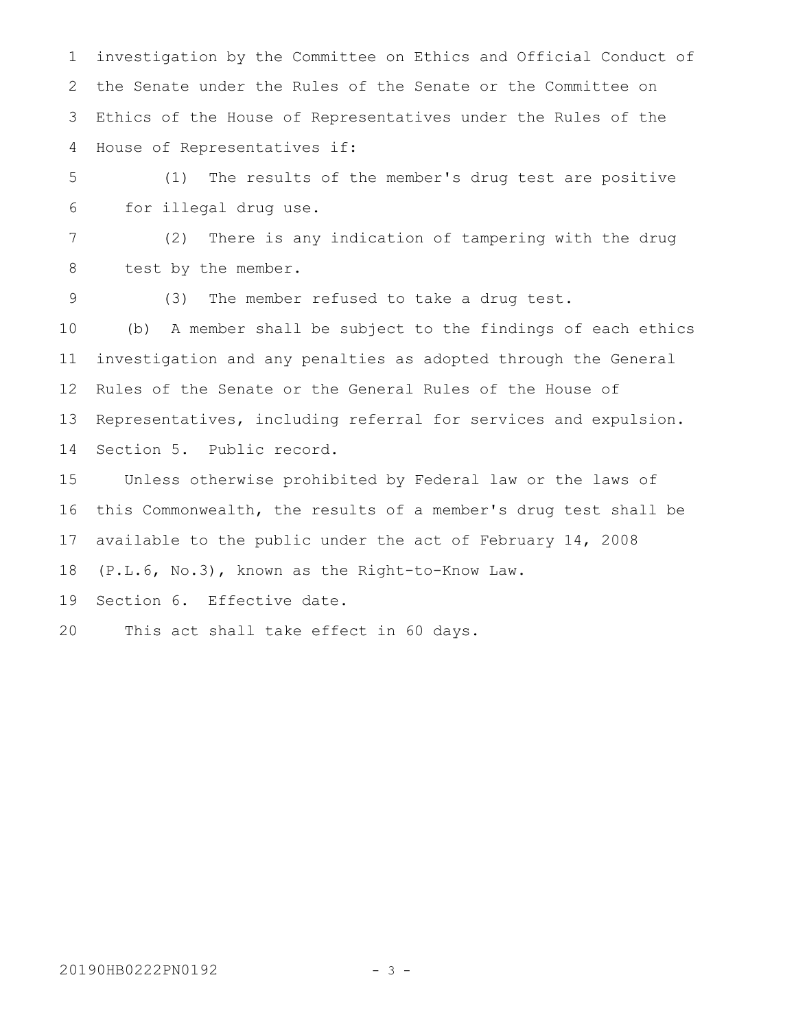investigation by the Committee on Ethics and Official Conduct of the Senate under the Rules of the Senate or the Committee on Ethics of the House of Representatives under the Rules of the House of Representatives if:

(1) The results of the member's drug test are positive for illegal drug use.

(2) There is any indication of tampering with the drug test by the member.

(3) The member refused to take a drug test.

(b) A member shall be subject to the findings of each ethics investigation and any penalties as adopted through the General Rules of the Senate or the General Rules of the House of Representatives, including referral for services and expulsion.

Section 5. Public record.

Unless otherwise prohibited by Federal law or the laws of this Commonwealth, the results of a member's drug test shall be available to the public under the act of February 14, 2008 (P.L.6, No.3), known as the Right-to-Know Law.

Section 6. Effective date.

This act shall take effect in 60 days.